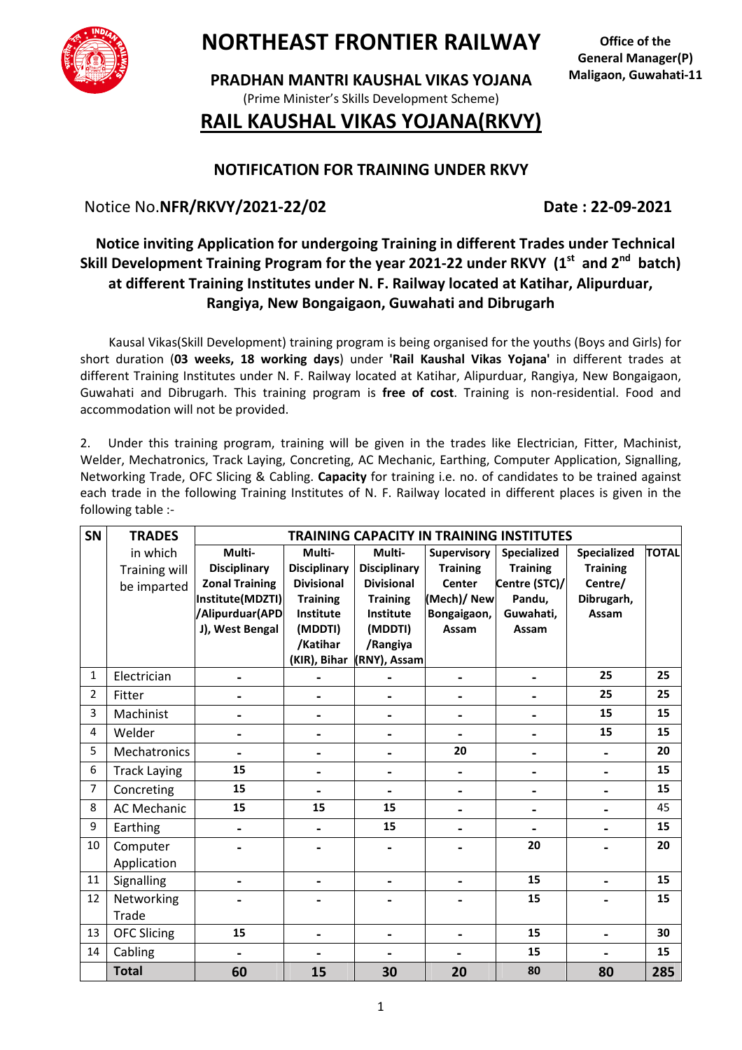# NORTHEAST FRONTIER RAILWAY

**Office of the General Manager(P) Maligaon, Guwahati-11**

**PRADHAN MANTRI KAUSHAL VIKAS YOJANA**

(Prime Minister's Skills Development Scheme)

## RAIL KAUSHAL VIKAS YOJANA(RKVY)

### NOTIFICATION FOR TRAINING UNDER RKVY

Notice No.**NFR/RKVY/2021-22/02** **Date : 22-09-2021**

**Notice inviting Application for undergoing Training in different Trades under Technical Skill Development Training Program for the year 2021-22 under RKVY (1st and 2nd batch) at different Training Institutes under N. F. Railway located at Katihar, Alipurduar, Rangiya, New Bongaigaon, Guwahati and Dibrugarh**

Kausal Vikas(Skill Development) training program is being organised for the youths (Boys and Girls) for short duration (**03 weeks, 18 working days**) under **'Rail Kaushal Vikas Yojana'** in different trades at different Training Institutes under N. F. Railway located at Katihar, Alipurduar, Rangiya, New Bongaigaon, Guwahati and Dibrugarh. This training program is **free of cost**. Training is non-residential. Food and accommodation will not be provided.

2. Under this training program, training will be given in the trades like Electrician, Fitter, Machinist, Welder, Mechatronics, Track Laying, Concreting, AC Mechanic, Earthing, Computer Application, Signalling, Networking Trade, OFC Slicing & Cabling. **Capacity** for training i.e. no. of candidates to be trained against each trade in the following Training Institutes of N. F. Railway located in different places is given in the following table :-

| SN | TRADES | TRAINING CAPACITY IN TRAINING INSTITUTES | | | | | | |
|---|---|---|---|---|---|---|---|---|
| | in which Training will be imparted | **Multi-Disciplinary Zonal Training Institute(MDZTI) /Alipurduar(APDJ), West Bengal** | **Multi-Disciplinary Divisional Training Institute (MDDTI) /Katihar (KIR), Bihar** | **Multi-Disciplinary Divisional Training Institute (MDDTI) /Rangiya (RNY), Assam** | **Supervisory Training Center (Mech)/ New Bongaigaon, Assam** | **Specialized Training Centre (STC)/ Pandu, Guwahati, Assam** | **Specialized Training Centre/ Dibrugarh, Assam** | **TOTAL** |
| 1 | Electrician | - | - | - | - | - | 25 | 25 |
| 2 | Fitter | - | - | - | - | - | 25 | 25 |
| 3 | Machinist | - | - | - | - | - | 15 | 15 |
| 4 | Welder | - | - | - | - | - | 15 | 15 |
| 5 | Mechatronics | - | - | - | 20 | - | - | 20 |
| 6 | Track Laying | 15 | - | - | - | - | - | 15 |
| 7 | Concreting | 15 | - | - | - | - | - | 15 |
| 8 | AC Mechanic | 15 | 15 | 15 | - | - | - | 45 |
| 9 | Earthing | - | - | 15 | - | - | - | 15 |
| 10 | Computer Application | - | - | - | - | 20 | - | 20 |
| 11 | Signalling | - | - | - | - | 15 | - | 15 |
| 12 | Networking Trade | - | - | - | - | 15 | - | 15 |
| 13 | OFC Slicing | 15 | - | - | - | 15 | - | 30 |
| 14 | Cabling | - | - | - | - | 15 | - | 15 |
| | **Total** | **60** | **15** | **30** | **20** | **80** | **80** | **285** |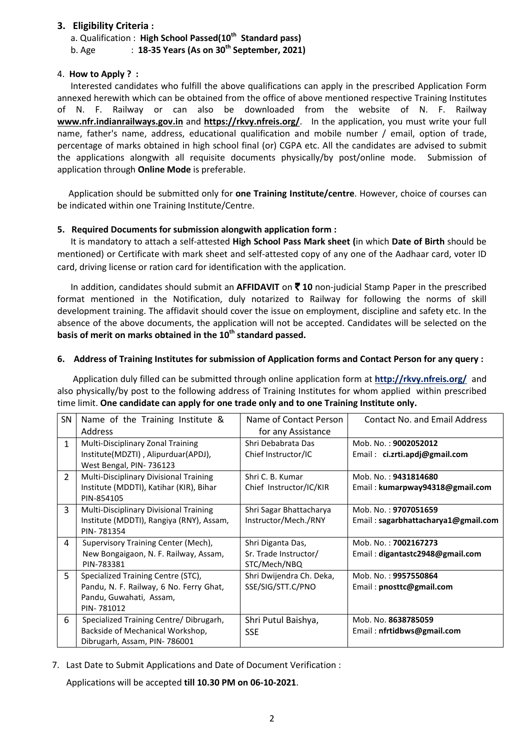### 3. Eligibility Criteria :

a. Qualification : **High School Passed(10th Standard pass)**

b. Age : **18-35 Years (As on 30th September, 2021)**

### 4. How to Apply ? :

Interested candidates who fulfill the above qualifications can apply in the prescribed Application Form annexed herewith which can be obtained from the office of above mentioned respective Training Institutes of N. F. Railway or can also be downloaded from the website of N. F. Railway **www.nfr.indianrailways.gov.in** and **https://rkvy.nfreis.org/**. In the application, you must write your full name, father's name, address, educational qualification and mobile number / email, option of trade, percentage of marks obtained in high school final (or) CGPA etc. All the candidates are advised to submit the applications alongwith all requisite documents physically/by post/online mode. Submission of application through **Online Mode** is preferable.

Application should be submitted only for **one Training Institute/centre**. However, choice of courses can be indicated within one Training Institute/Centre.

### 5. Required Documents for submission alongwith application form :

It is mandatory to attach a self-attested **High School Pass Mark sheet (**in which **Date of Birth** should be mentioned) or Certificate with mark sheet and self-attested copy of any one of the Aadhaar card, voter ID card, driving license or ration card for identification with the application.

In addition, candidates should submit an **AFFIDAVIT** on **₹ 10** non-judicial Stamp Paper in the prescribed format mentioned in the Notification, duly notarized to Railway for following the norms of skill development training. The affidavit should cover the issue on employment, discipline and safety etc. In the absence of the above documents, the application will not be accepted. Candidates will be selected on the **basis of merit on marks obtained in the 10th standard passed.**

### 6. Address of Training Institutes for submission of Application forms and Contact Person for any query :

Application duly filled can be submitted through online application form at **http://rkvy.nfreis.org/** and also physically/by post to the following address of Training Institutes for whom applied within prescribed time limit. **One candidate can apply for one trade only and to one Training Institute only.**

| SN | Name of the Training Institute & Address | Name of Contact Person for any Assistance | Contact No. and Email Address |
|---|---|---|---|
| 1 | Multi-Disciplinary Zonal Training Institute(MDZTI) , Alipurduar(APDJ), West Bengal, PIN- 736123 | Shri Debabrata Das Chief Instructor/IC | Mob. No. : **9002052012** Email : **ci.zrti.apdj@gmail.com** |
| 2 | Multi-Disciplinary Divisional Training Institute (MDDTI), Katihar (KIR), Bihar PIN-854105 | Shri C. B. Kumar Chief Instructor/IC/KIR | Mob. No. : **9431814680** Email : **kumarpway94318@gmail.com** |
| 3 | Multi-Disciplinary Divisional Training Institute (MDDTI), Rangiya (RNY), Assam, PIN- 781354 | Shri Sagar Bhattacharya Instructor/Mech./RNY | Mob. No. : **9707051659** Email : **sagarbhattacharya1@gmail.com** |
| 4 | Supervisory Training Center (Mech), New Bongaigaon, N. F. Railway, Assam, PIN-783381 | Shri Diganta Das, Sr. Trade Instructor/ STC/Mech/NBQ | Mob. No. : **7002167273** Email : **digantastc2948@gmail.com** |
| 5 | Specialized Training Centre (STC), Pandu, N. F. Railway, 6 No. Ferry Ghat, Pandu, Guwahati, Assam, PIN- 781012 | Shri Dwijendra Ch. Deka, SSE/SIG/STT.C/PNO | Mob. No. : **9957550864** Email : **pnosttc@gmail.com** |
| 6 | Specialized Training Centre/ Dibrugarh, Backside of Mechanical Workshop, Dibrugarh, Assam, PIN- 786001 | Shri Putul Baishya, SSE | Mob. No. **8638785059** Email : **nfrtidbws@gmail.com** |

7. Last Date to Submit Applications and Date of Document Verification :

Applications will be accepted **till 10.30 PM on 06-10-2021**.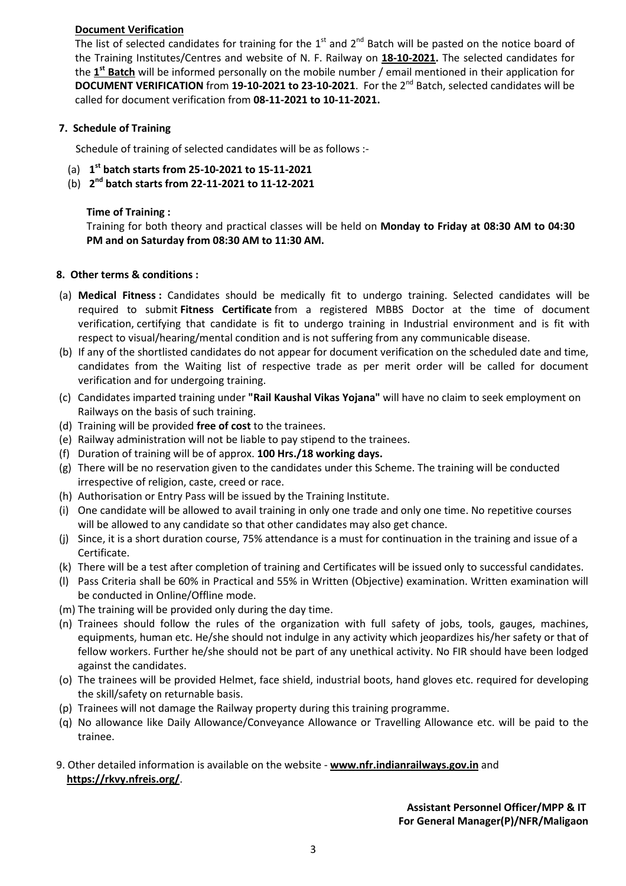**Document Verification**

The list of selected candidates for training for the 1st and 2nd Batch will be pasted on the notice board of the Training Institutes/Centres and website of N. F. Railway on **18-10-2021.** The selected candidates for the **1st Batch** will be informed personally on the mobile number / email mentioned in their application for **DOCUMENT VERIFICATION** from **19-10-2021 to 23-10-2021**. For the 2nd Batch, selected candidates will be called for document verification from **08-11-2021 to 10-11-2021.**

## 7. Schedule of Training

Schedule of training of selected candidates will be as follows :-

(a) **1st batch starts from 25-10-2021 to 15-11-2021**

(b) **2nd batch starts from 22-11-2021 to 11-12-2021**

**Time of Training :**

Training for both theory and practical classes will be held on **Monday to Friday at 08:30 AM to 04:30 PM and on Saturday from 08:30 AM to 11:30 AM.**

## 8. Other terms & conditions :

(a) **Medical Fitness :** Candidates should be medically fit to undergo training. Selected candidates will be required to submit **Fitness Certificate** from a registered MBBS Doctor at the time of document verification, certifying that candidate is fit to undergo training in Industrial environment and is fit with respect to visual/hearing/mental condition and is not suffering from any communicable disease.

(b) If any of the shortlisted candidates do not appear for document verification on the scheduled date and time, candidates from the Waiting list of respective trade as per merit order will be called for document verification and for undergoing training.

(c) Candidates imparted training under **"Rail Kaushal Vikas Yojana"** will have no claim to seek employment on Railways on the basis of such training.

(d) Training will be provided **free of cost** to the trainees.

(e) Railway administration will not be liable to pay stipend to the trainees.

(f) Duration of training will be of approx. **100 Hrs./18 working days.**

(g) There will be no reservation given to the candidates under this Scheme. The training will be conducted irrespective of religion, caste, creed or race.

(h) Authorisation or Entry Pass will be issued by the Training Institute.

(i) One candidate will be allowed to avail training in only one trade and only one time. No repetitive courses will be allowed to any candidate so that other candidates may also get chance.

(j) Since, it is a short duration course, 75% attendance is a must for continuation in the training and issue of a Certificate.

(k) There will be a test after completion of training and Certificates will be issued only to successful candidates.

(l) Pass Criteria shall be 60% in Practical and 55% in Written (Objective) examination. Written examination will be conducted in Online/Offline mode.

(m) The training will be provided only during the day time.

(n) Trainees should follow the rules of the organization with full safety of jobs, tools, gauges, machines, equipments, human etc. He/she should not indulge in any activity which jeopardizes his/her safety or that of fellow workers. Further he/she should not be part of any unethical activity. No FIR should have been lodged against the candidates.

(o) The trainees will be provided Helmet, face shield, industrial boots, hand gloves etc. required for developing the skill/safety on returnable basis.

(p) Trainees will not damage the Railway property during this training programme.

(q) No allowance like Daily Allowance/Conveyance Allowance or Travelling Allowance etc. will be paid to the trainee.

9. Other detailed information is available on the website - **www.nfr.indianrailways.gov.in** and **https://rkvy.nfreis.org/**.

**Assistant Personnel Officer/MPP & IT**
**For General Manager(P)/NFR/Maligaon**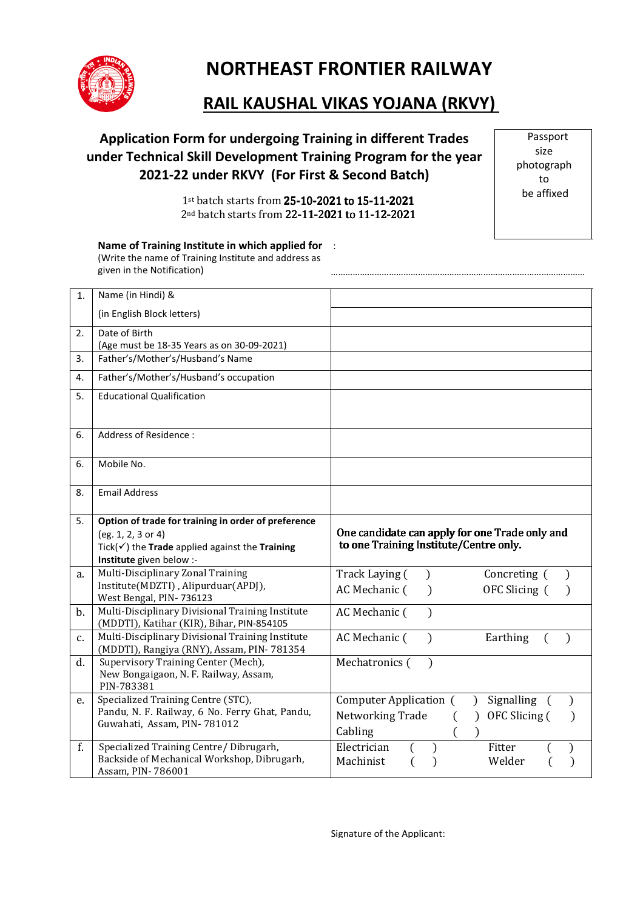# NORTHEAST FRONTIER RAILWAY

## RAIL KAUSHAL VIKAS YOJANA (RKVY)

### Application Form for undergoing Training in different Trades under Technical Skill Development Training Program for the year 2021-22 under RKVY (For First & Second Batch)

1st batch starts from **25-10-2021 to 15-11-2021**
2nd batch starts from **22-11-2021 to 11-12-2021**

Passport size photograph to be affixed

**Name of Training Institute in which applied for** :
(Write the name of Training Institute and address as given in the Notification) ……………………………………………………………………………………

| | | |
|---|---|---|
| 1. | Name (in Hindi) & | |
| | (in English Block letters) | |
| 2. | Date of Birth (Age must be 18-35 Years as on 30-09-2021) | |
| 3. | Father's/Mother's/Husband's Name | |
| 4. | Father's/Mother's/Husband's occupation | |
| 5. | Educational Qualification | |
| 6. | Address of Residence : | |
| 6. | Mobile No. | |
| 8. | Email Address | |
| 5. | **Option of trade for training in order of preference** (eg. 1, 2, 3 or 4) Tick(✓) the **Trade** applied against the **Training Institute** given below :- | **One candidate can apply for one Trade only and to one Training Institute/Centre only.** |
| a. | Multi-Disciplinary Zonal Training Institute(MDZTI) , Alipurduar(APDJ), West Bengal, PIN- 736123 | Track Laying ( ) Concreting ( ) AC Mechanic ( ) OFC Slicing ( ) |
| b. | Multi-Disciplinary Divisional Training Institute (MDDTI), Katihar (KIR), Bihar, PIN-854105 | AC Mechanic ( ) |
| c. | Multi-Disciplinary Divisional Training Institute (MDDTI), Rangiya (RNY), Assam, PIN- 781354 | AC Mechanic ( ) Earthing ( ) |
| d. | Supervisory Training Center (Mech), New Bongaigaon, N. F. Railway, Assam, PIN-783381 | Mechatronics ( ) |
| e. | Specialized Training Centre (STC), Pandu, N. F. Railway, 6 No. Ferry Ghat, Pandu, Guwahati, Assam, PIN- 781012 | Computer Application ( ) Signalling ( ) Networking Trade ( ) OFC Slicing ( ) Cabling ( ) |
| f. | Specialized Training Centre/ Dibrugarh, Backside of Mechanical Workshop, Dibrugarh, Assam, PIN- 786001 | Electrician ( ) Fitter ( ) Machinist ( ) Welder ( ) |

Signature of the Applicant: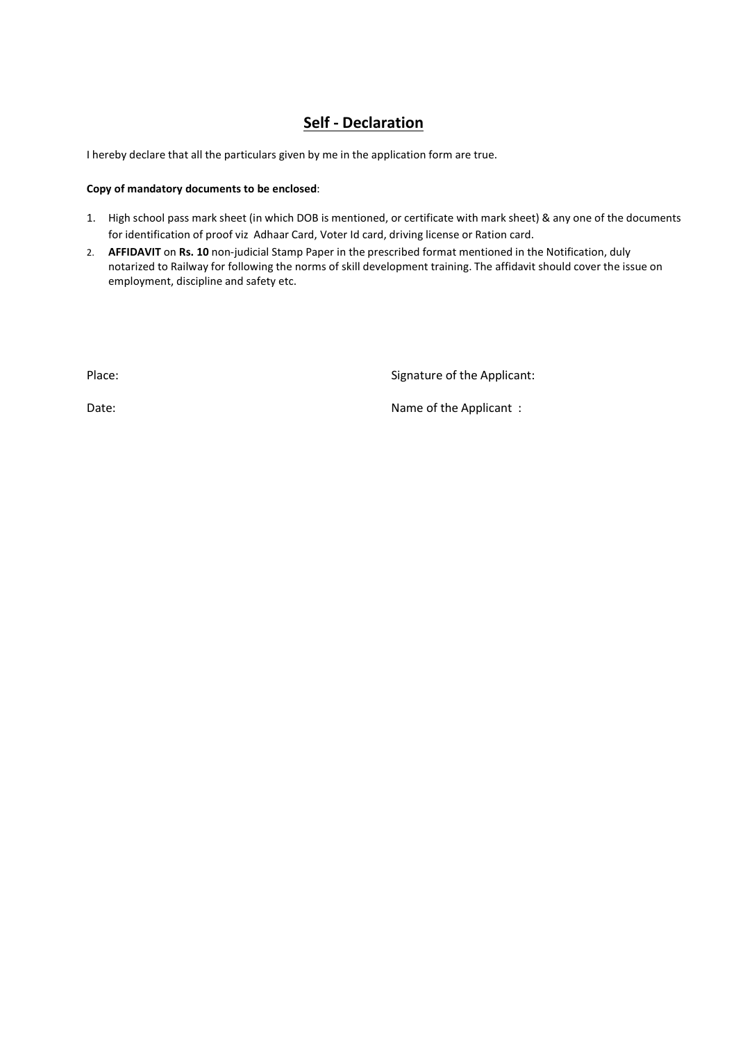## <u>Self - Declaration</u>

I hereby declare that all the particulars given by me in the application form are true.

**Copy of mandatory documents to be enclosed**:

1. High school pass mark sheet (in which DOB is mentioned, or certificate with mark sheet) & any one of the documents for identification of proof viz Adhaar Card, Voter Id card, driving license or Ration card.
2. **AFFIDAVIT** on **Rs. 10** non-judicial Stamp Paper in the prescribed format mentioned in the Notification, duly notarized to Railway for following the norms of skill development training. The affidavit should cover the issue on employment, discipline and safety etc.

Place: Signature of the Applicant:

Date: Name of the Applicant :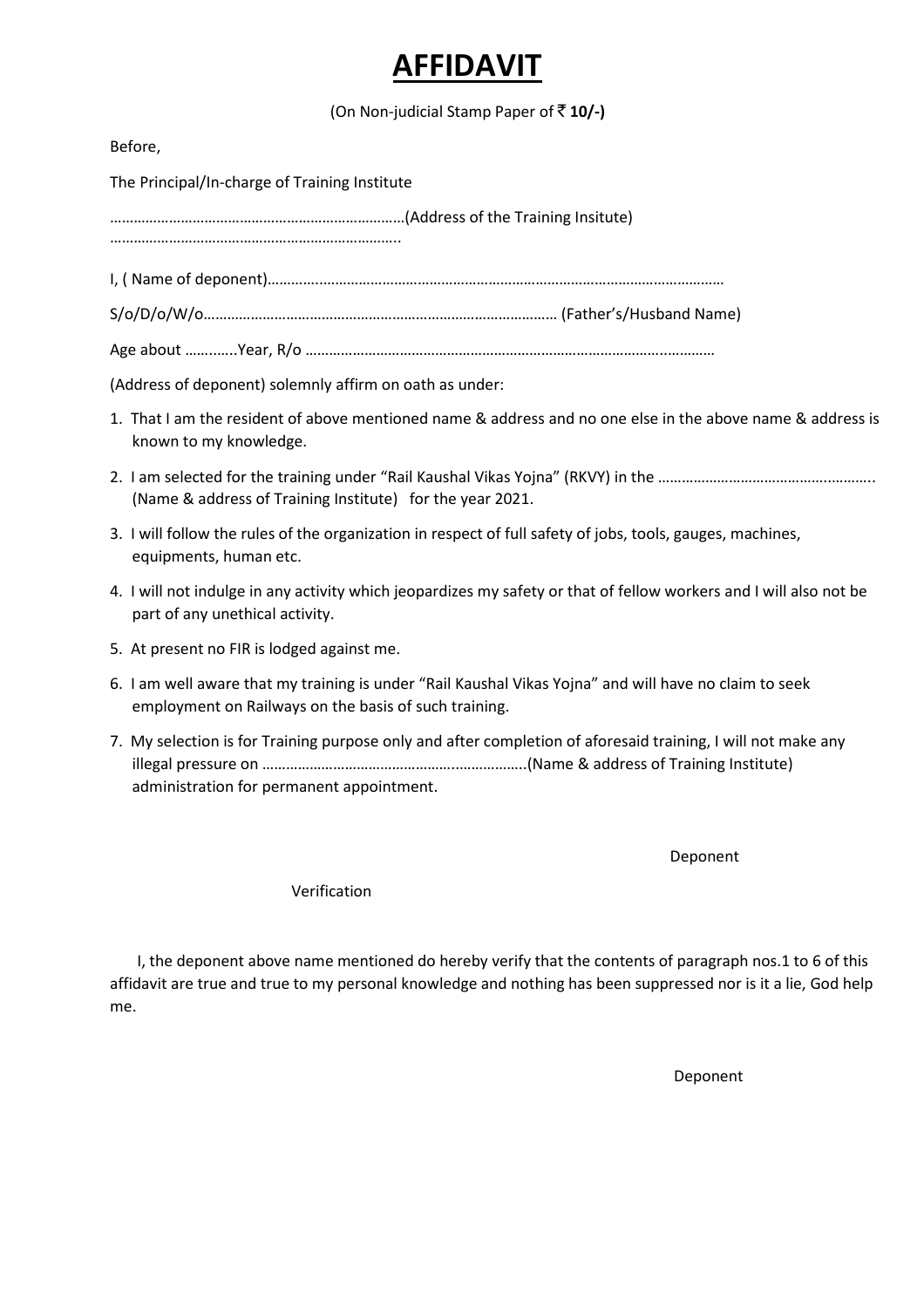# AFFIDAVIT

(On Non-judicial Stamp Paper of ₹ **10/-)**

Before,

The Principal/In-charge of Training Institute

………………………………………………………………(Address of the Training Insitute)
………………………………………………………………..

I, ( Name of deponent)……………………………………………………………………………………………………………

S/o/D/o/W/o……………………………………………………………………………… (Father's/Husband Name)

Age about ………..Year, R/o ………………………………………………………………………………………..…………

(Address of deponent) solemnly affirm on oath as under:

1. That I am the resident of above mentioned name & address and no one else in the above name & address is known to my knowledge.
2. I am selected for the training under "Rail Kaushal Vikas Yojna" (RKVY) in the ……………………………………………..………. (Name & address of Training Institute) for the year 2021.
3. I will follow the rules of the organization in respect of full safety of jobs, tools, gauges, machines, equipments, human etc.
4. I will not indulge in any activity which jeopardizes my safety or that of fellow workers and I will also not be part of any unethical activity.
5. At present no FIR is lodged against me.
6. I am well aware that my training is under "Rail Kaushal Vikas Yojna" and will have no claim to seek employment on Railways on the basis of such training.
7. My selection is for Training purpose only and after completion of aforesaid training, I will not make any illegal pressure on ……………………………………………..………………..(Name & address of Training Institute) administration for permanent appointment.

Deponent

Verification

I, the deponent above name mentioned do hereby verify that the contents of paragraph nos.1 to 6 of this affidavit are true and true to my personal knowledge and nothing has been suppressed nor is it a lie, God help me.

Deponent